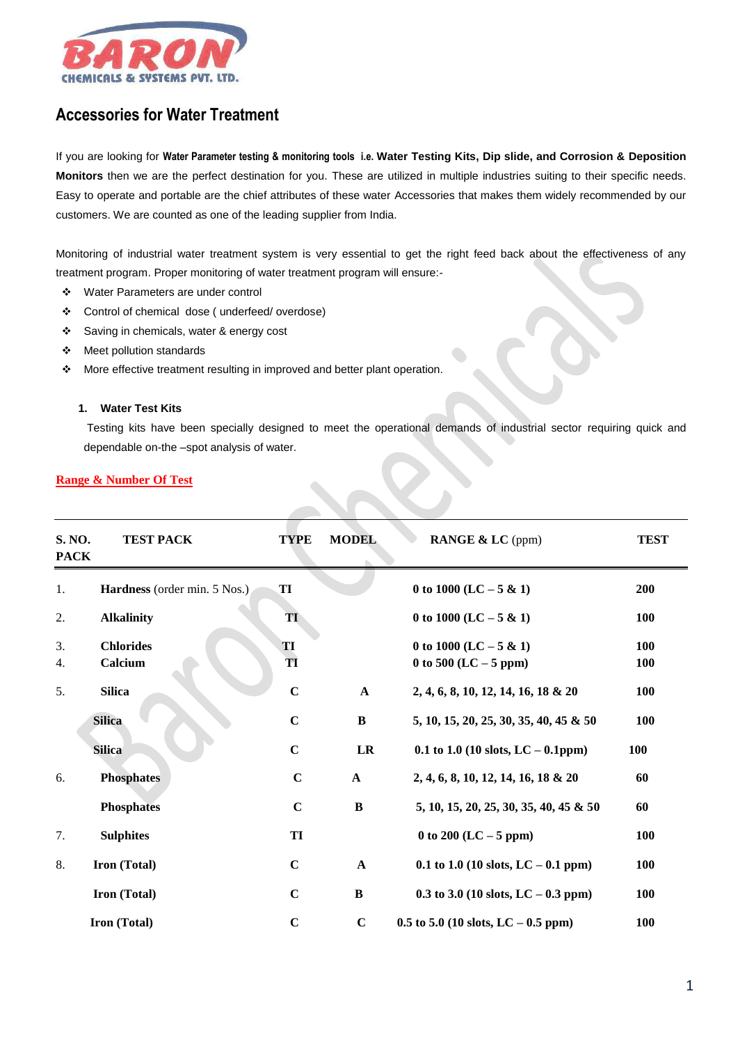**BARON**
CHEMICALS & SYSTEMS PVT. LTD.

## Accessories for Water Treatment

If you are looking for **Water Parameter testing & monitoring tools i.e. Water Testing Kits, Dip slide, and Corrosion & Deposition Monitors** then we are the perfect destination for you. These are utilized in multiple industries suiting to their specific needs. Easy to operate and portable are the chief attributes of these water Accessories that makes them widely recommended by our customers. We are counted as one of the leading supplier from India.

Monitoring of industrial water treatment system is very essential to get the right feed back about the effectiveness of any treatment program. Proper monitoring of water treatment program will ensure:-

- Water Parameters are under control
- Control of chemical dose ( underfeed/ overdose)
- Saving in chemicals, water & energy cost
- Meet pollution standards
- More effective treatment resulting in improved and better plant operation.

1. **Water Test Kits**

Testing kits have been specially designed to meet the operational demands of industrial sector requiring quick and dependable on-the –spot analysis of water.

**Range & Number Of Test**

| S. NO. PACK | TEST PACK | TYPE | MODEL | RANGE & LC (ppm) | TEST |
|---|---|---|---|---|---|
| 1. | **Hardness** (order min. 5 Nos.) | **TI** | | **0 to 1000 (LC – 5 & 1)** | **200** |
| 2. | **Alkalinity** | **TI** | | **0 to 1000 (LC – 5 & 1)** | **100** |
| 3. | **Chlorides** | **TI** | | **0 to 1000 (LC – 5 & 1)** | **100** |
| 4. | **Calcium** | **TI** | | **0 to 500 (LC – 5 ppm)** | **100** |
| 5. | **Silica** | **C** | **A** | **2, 4, 6, 8, 10, 12, 14, 16, 18 & 20** | **100** |
| | **Silica** | **C** | **B** | **5, 10, 15, 20, 25, 30, 35, 40, 45 & 50** | **100** |
| | **Silica** | **C** | **LR** | **0.1 to 1.0 (10 slots, LC – 0.1ppm)** | **100** |
| 6. | **Phosphates** | **C** | **A** | **2, 4, 6, 8, 10, 12, 14, 16, 18 & 20** | **60** |
| | **Phosphates** | **C** | **B** | **5, 10, 15, 20, 25, 30, 35, 40, 45 & 50** | **60** |
| 7. | **Sulphites** | **TI** | | **0 to 200 (LC – 5 ppm)** | **100** |
| 8. | **Iron (Total)** | **C** | **A** | **0.1 to 1.0 (10 slots, LC – 0.1 ppm)** | **100** |
| | **Iron (Total)** | **C** | **B** | **0.3 to 3.0 (10 slots, LC – 0.3 ppm)** | **100** |
| | **Iron (Total)** | **C** | **C** | **0.5 to 5.0 (10 slots, LC – 0.5 ppm)** | **100** |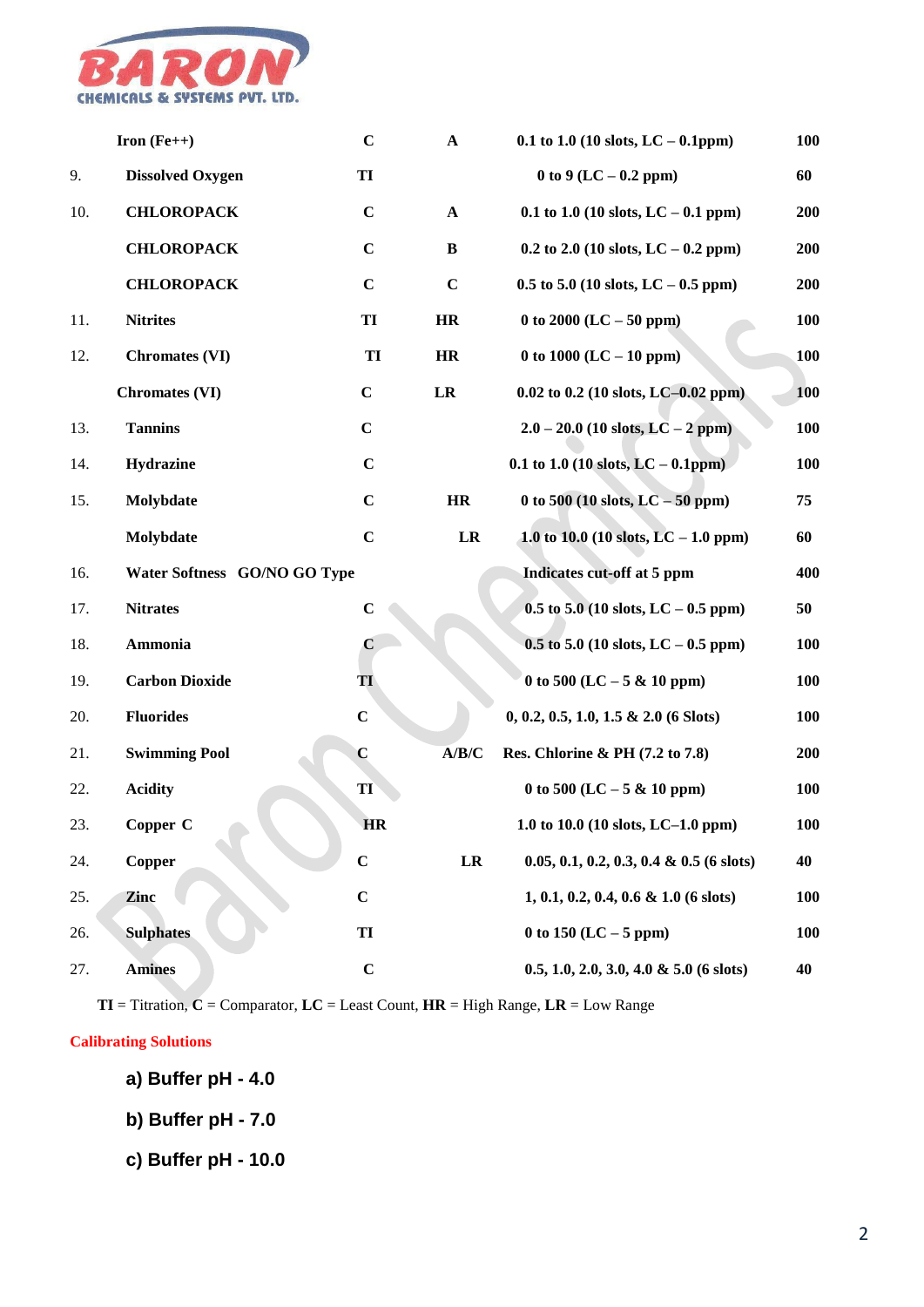| | | | | | |
|---|---|---|---|---|---|
| | **Iron (Fe++)** | **C** | **A** | **0.1 to 1.0 (10 slots, LC – 0.1ppm)** | **100** |
| 9. | **Dissolved Oxygen** | **TI** | | **0 to 9 (LC – 0.2 ppm)** | **60** |
| 10. | **CHLOROPACK** | **C** | **A** | **0.1 to 1.0 (10 slots, LC – 0.1 ppm)** | **200** |
| | **CHLOROPACK** | **C** | **B** | **0.2 to 2.0 (10 slots, LC – 0.2 ppm)** | **200** |
| | **CHLOROPACK** | **C** | **C** | **0.5 to 5.0 (10 slots, LC – 0.5 ppm)** | **200** |
| 11. | **Nitrites** | **TI** | **HR** | **0 to 2000 (LC – 50 ppm)** | **100** |
| 12. | **Chromates (VI)** | **TI** | **HR** | **0 to 1000 (LC – 10 ppm)** | **100** |
| | **Chromates (VI)** | **C** | **LR** | **0.02 to 0.2 (10 slots, LC–0.02 ppm)** | **100** |
| 13. | **Tannins** | **C** | | **2.0 – 20.0 (10 slots, LC – 2 ppm)** | **100** |
| 14. | **Hydrazine** | **C** | | **0.1 to 1.0 (10 slots, LC – 0.1ppm)** | **100** |
| 15. | **Molybdate** | **C** | **HR** | **0 to 500 (10 slots, LC – 50 ppm)** | **75** |
| | **Molybdate** | **C** | **LR** | **1.0 to 10.0 (10 slots, LC – 1.0 ppm)** | **60** |
| 16. | **Water Softness GO/NO GO Type** | | | **Indicates cut-off at 5 ppm** | **400** |
| 17. | **Nitrates** | **C** | | **0.5 to 5.0 (10 slots, LC – 0.5 ppm)** | **50** |
| 18. | **Ammonia** | **C** | | **0.5 to 5.0 (10 slots, LC – 0.5 ppm)** | **100** |
| 19. | **Carbon Dioxide** | **TI** | | **0 to 500 (LC – 5 & 10 ppm)** | **100** |
| 20. | **Fluorides** | **C** | | **0, 0.2, 0.5, 1.0, 1.5 & 2.0 (6 Slots)** | **100** |
| 21. | **Swimming Pool** | **C** | **A/B/C** | **Res. Chlorine & PH (7.2 to 7.8)** | **200** |
| 22. | **Acidity** | **TI** | | **0 to 500 (LC – 5 & 10 ppm)** | **100** |
| 23. | **Copper C** | **HR** | | **1.0 to 10.0 (10 slots, LC–1.0 ppm)** | **100** |
| 24. | **Copper** | **C** | **LR** | **0.05, 0.1, 0.2, 0.3, 0.4 & 0.5 (6 slots)** | **40** |
| 25. | **Zinc** | **C** | | **1, 0.1, 0.2, 0.4, 0.6 & 1.0 (6 slots)** | **100** |
| 26. | **Sulphates** | **TI** | | **0 to 150 (LC – 5 ppm)** | **100** |
| 27. | **Amines** | **C** | | **0.5, 1.0, 2.0, 3.0, 4.0 & 5.0 (6 slots)** | **40** |

**TI** = Titration, **C** = Comparator, **LC** = Least Count, **HR** = High Range, **LR** = Low Range

**Calibrating Solutions**

**a) Buffer pH - 4.0**

**b) Buffer pH - 7.0**

**c) Buffer pH - 10.0**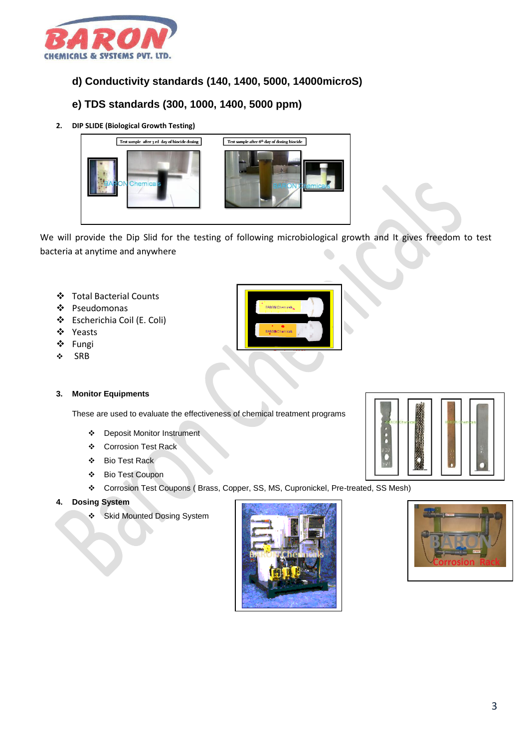**d) Conductivity standards (140, 1400, 5000, 14000microS)**

**e) TDS standards (300, 1000, 1400, 5000 ppm)**

**2. DIP SLIDE (Biological Growth Testing)**

Test sample after 3 rd day of biocide dosing

Test sample after 6th day of dosing biocide

We will provide the Dip Slid for the testing of following microbiological growth and It gives freedom to test bacteria at anytime and anywhere

- Total Bacterial Counts
- Pseudomonas
- Escherichia Coil (E. Coli)
- Yeasts
- Fungi
- SRB

**3. Monitor Equipments**

These are used to evaluate the effectiveness of chemical treatment programs

- Deposit Monitor Instrument
- Corrosion Test Rack
- Bio Test Rack
- Bio Test Coupon
- Corrosion Test Coupons ( Brass, Copper, SS, MS, Cupronickel, Pre-treated, SS Mesh)

**4. Dosing System**

- Skid Mounted Dosing System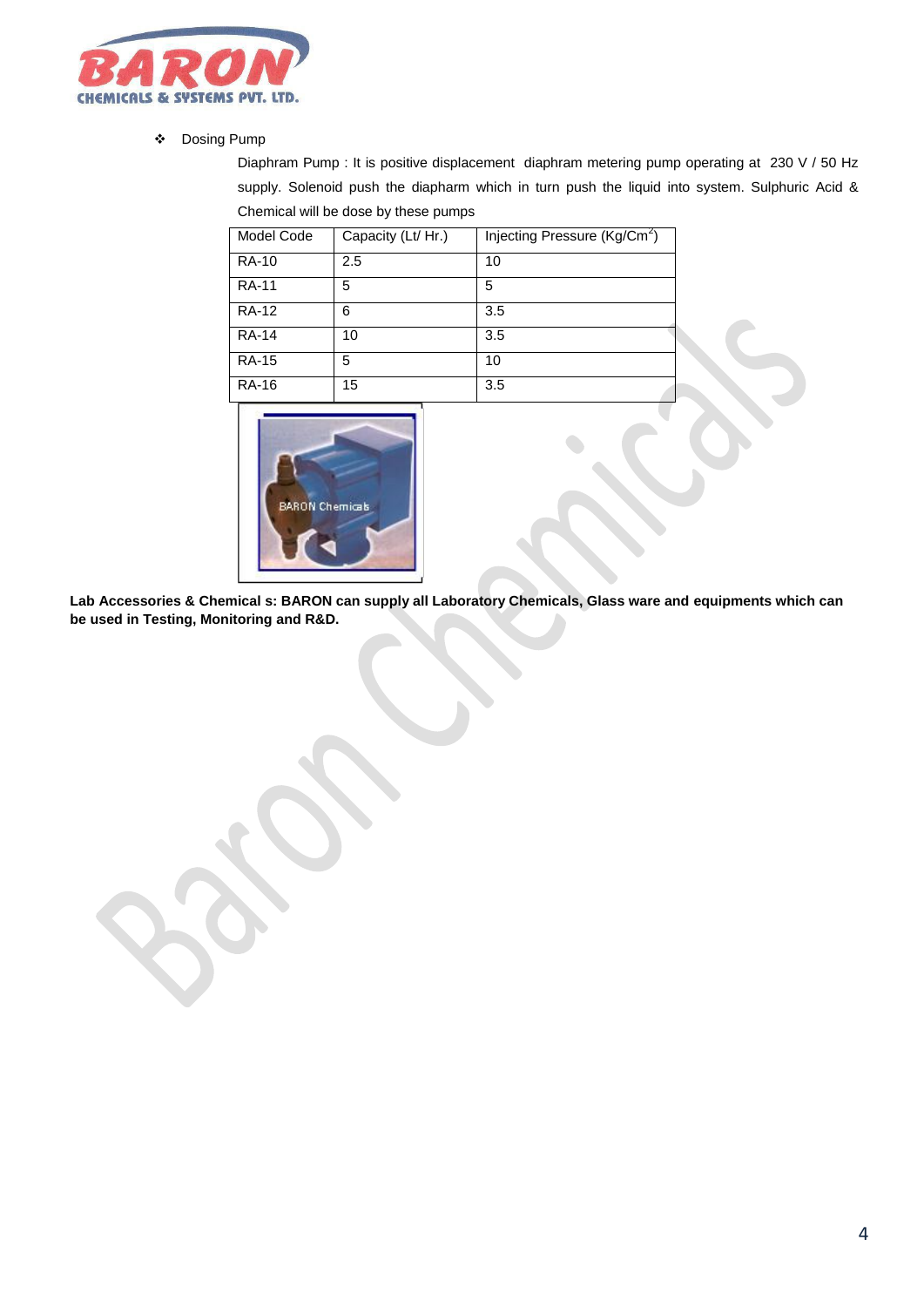- Dosing Pump

Diaphram Pump : It is positive displacement diaphram metering pump operating at 230 V / 50 Hz supply. Solenoid push the diapharm which in turn push the liquid into system. Sulphuric Acid & Chemical will be dose by these pumps

| Model Code | Capacity (Lt/ Hr.) | Injecting Pressure (Kg/Cm$^2$) |
|---|---|---|
| RA-10 | 2.5 | 10 |
| RA-11 | 5 | 5 |
| RA-12 | 6 | 3.5 |
| RA-14 | 10 | 3.5 |
| RA-15 | 5 | 10 |
| RA-16 | 15 | 3.5 |

**Lab Accessories & Chemical s: BARON can supply all Laboratory Chemicals, Glass ware and equipments which can be used in Testing, Monitoring and R&D.**